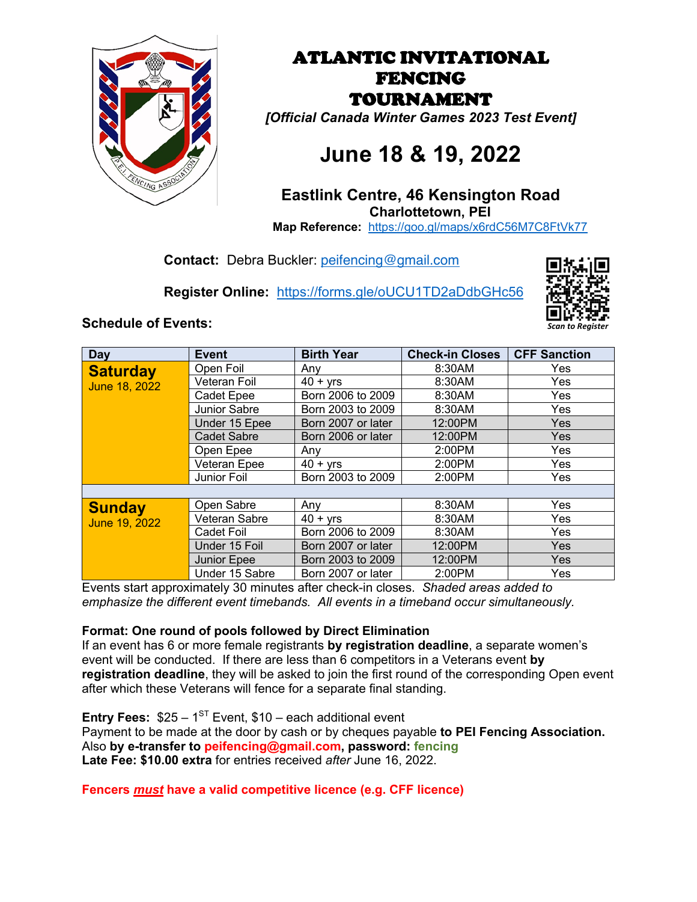# ATLANTIC INVITATIONAL FENCING TOURNAMENT

*[Official Canada Winter Games 2023 Test Event]*

## June 18 & 19, 2022

### Eastlink Centre, 46 Kensington Road
**Charlottetown, PEI**
**Map Reference:** https://goo.gl/maps/x6rdC56M7C8FtVk77

**Contact:** Debra Buckler: peifencing@gmail.com

**Register Online:** https://forms.gle/oUCU1TD2aDdbGHc56

*Scan to Register*

**Schedule of Events:**

| Day | Event | Birth Year | Check-in Closes | CFF Sanction |
|---|---|---|---|---|
| **Saturday** June 18, 2022 | Open Foil | Any | 8:30AM | Yes |
| | Veteran Foil | 40 + yrs | 8:30AM | Yes |
| | Cadet Epee | Born 2006 to 2009 | 8:30AM | Yes |
| | Junior Sabre | Born 2003 to 2009 | 8:30AM | Yes |
| | Under 15 Epee | Born 2007 or later | 12:00PM | Yes |
| | Cadet Sabre | Born 2006 or later | 12:00PM | Yes |
| | Open Epee | Any | 2:00PM | Yes |
| | Veteran Epee | 40 + yrs | 2:00PM | Yes |
| | Junior Foil | Born 2003 to 2009 | 2:00PM | Yes |
| | | | | |
| **Sunday** June 19, 2022 | Open Sabre | Any | 8:30AM | Yes |
| | Veteran Sabre | 40 + yrs | 8:30AM | Yes |
| | Cadet Foil | Born 2006 to 2009 | 8:30AM | Yes |
| | Under 15 Foil | Born 2007 or later | 12:00PM | Yes |
| | Junior Epee | Born 2003 to 2009 | 12:00PM | Yes |
| | Under 15 Sabre | Born 2007 or later | 2:00PM | Yes |

Events start approximately 30 minutes after check-in closes. *Shaded areas added to emphasize the different event timebands. All events in a timeband occur simultaneously.*

**Format: One round of pools followed by Direct Elimination**

If an event has 6 or more female registrants **by registration deadline**, a separate women's event will be conducted. If there are less than 6 competitors in a Veterans event **by registration deadline**, they will be asked to join the first round of the corresponding Open event after which these Veterans will fence for a separate final standing.

**Entry Fees:** $25 – 1ST Event, $10 – each additional event

Payment to be made at the door by cash or by cheques payable **to PEI Fencing Association.**

Also **by e-transfer to peifencing@gmail.com**, **password: fencing**

**Late Fee: $10.00 extra** for entries received *after* June 16, 2022.

**Fencers *must* have a valid competitive licence (e.g. CFF licence)**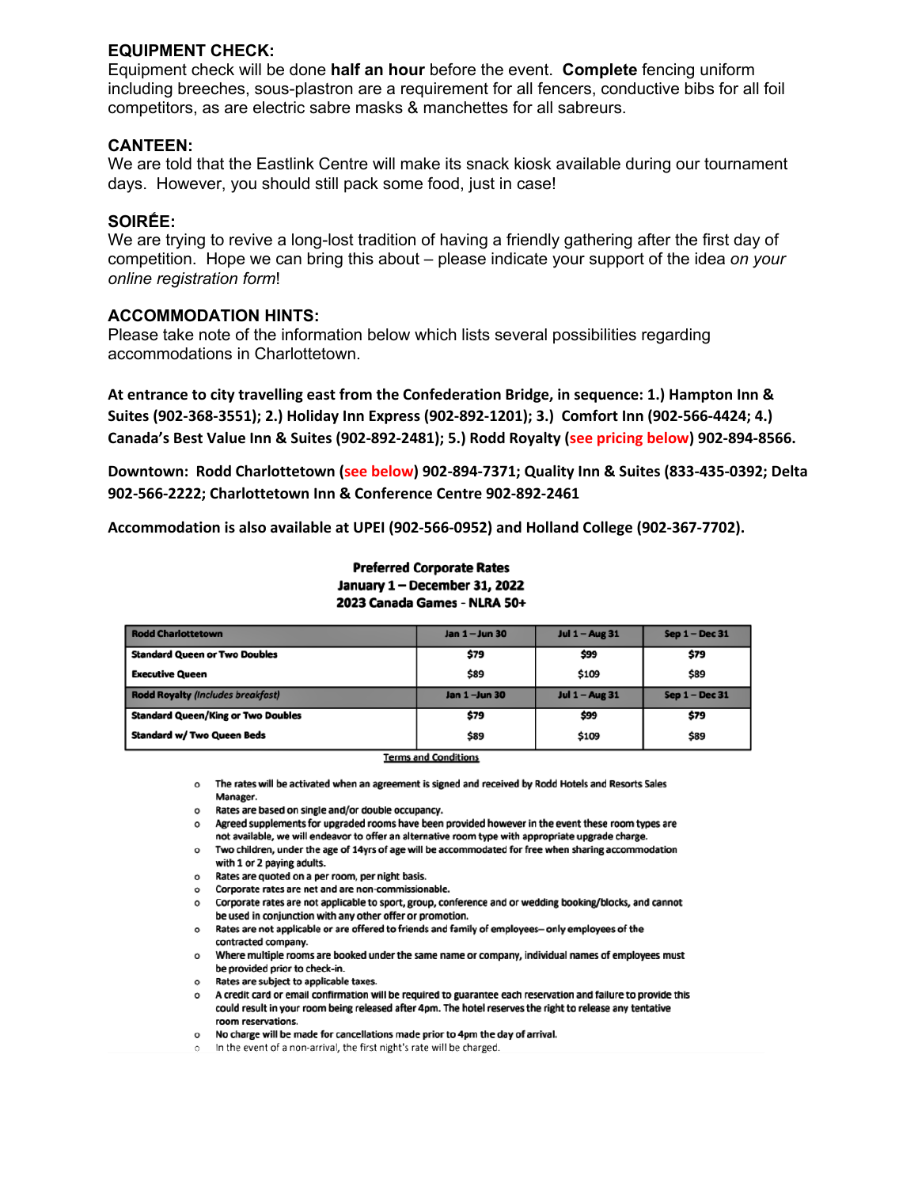### EQUIPMENT CHECK:

Equipment check will be done **half an hour** before the event. **Complete** fencing uniform including breeches, sous-plastron are a requirement for all fencers, conductive bibs for all foil competitors, as are electric sabre masks & manchettes for all sabreurs.

### CANTEEN:

We are told that the Eastlink Centre will make its snack kiosk available during our tournament days. However, you should still pack some food, just in case!

### SOIRÉE:

We are trying to revive a long-lost tradition of having a friendly gathering after the first day of competition. Hope we can bring this about – please indicate your support of the idea *on your online registration form*!

### ACCOMMODATION HINTS:

Please take note of the information below which lists several possibilities regarding accommodations in Charlottetown.

**At entrance to city travelling east from the Confederation Bridge, in sequence: 1.) Hampton Inn & Suites (902-368-3551); 2.) Holiday Inn Express (902-892-1201); 3.) Comfort Inn (902-566-4424; 4.) Canada's Best Value Inn & Suites (902-892-2481); 5.) Rodd Royalty (see pricing below) 902-894-8566.**

**Downtown: Rodd Charlottetown (see below) 902-894-7371; Quality Inn & Suites (833-435-0392; Delta 902-566-2222; Charlottetown Inn & Conference Centre 902-892-2461**

**Accommodation is also available at UPEI (902-566-0952) and Holland College (902-367-7702).**

**Preferred Corporate Rates**
**January 1 – December 31, 2022**
**2023 Canada Games - NLRA 50+**

| Rodd Charlottetown | Jan 1 – Jun 30 | Jul 1 – Aug 31 | Sep 1 – Dec 31 |
|---|---|---|---|
| Standard Queen or Two Doubles | $79 | $99 | $79 |
| Executive Queen | $89 | $109 | $89 |
| **Rodd Royalty** *(Includes breakfast)* | **Jan 1 – Jun 30** | **Jul 1 – Aug 31** | **Sep 1 – Dec 31** |
| Standard Queen/King or Two Doubles | $79 | $99 | $79 |
| Standard w/ Two Queen Beds | $89 | $109 | $89 |

Terms and Conditions

- The rates will be activated when an agreement is signed and received by Rodd Hotels and Resorts Sales Manager.
- Rates are based on single and/or double occupancy.
- Agreed supplements for upgraded rooms have been provided however in the event these room types are not available, we will endeavor to offer an alternative room type with appropriate upgrade charge.
- Two children, under the age of 14yrs of age will be accommodated for free when sharing accommodation with 1 or 2 paying adults.
- Rates are quoted on a per room, per night basis.
- Corporate rates are net and are non-commissionable.
- Corporate rates are not applicable to sport, group, conference and or wedding booking/blocks, and cannot be used in conjunction with any other offer or promotion.
- Rates are not applicable or are offered to friends and family of employees– only employees of the contracted company.
- Where multiple rooms are booked under the same name or company, individual names of employees must be provided prior to check-in.
- Rates are subject to applicable taxes.
- A credit card or email confirmation will be required to guarantee each reservation and failure to provide this could result in your room being released after 4pm. The hotel reserves the right to release any tentative room reservations.
- No charge will be made for cancellations made prior to 4pm the day of arrival.
- In the event of a non-arrival, the first night's rate will be charged.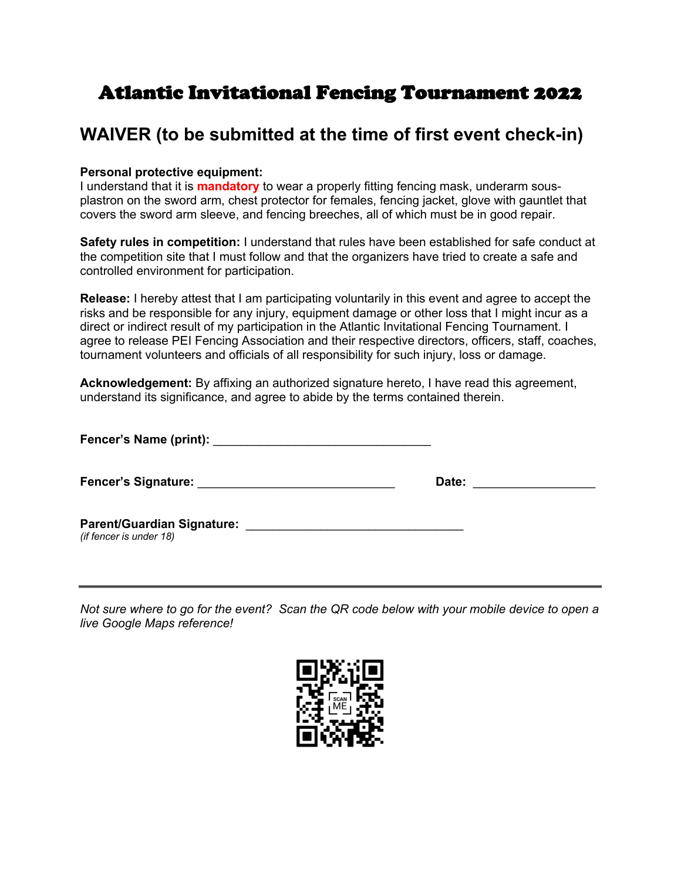# Atlantic Invitational Fencing Tournament 2022

## WAIVER (to be submitted at the time of first event check-in)

**Personal protective equipment:**
I understand that it is **mandatory** to wear a properly fitting fencing mask, underarm sous-plastron on the sword arm, chest protector for females, fencing jacket, glove with gauntlet that covers the sword arm sleeve, and fencing breeches, all of which must be in good repair.

**Safety rules in competition:** I understand that rules have been established for safe conduct at the competition site that I must follow and that the organizers have tried to create a safe and controlled environment for participation.

**Release:** I hereby attest that I am participating voluntarily in this event and agree to accept the risks and be responsible for any injury, equipment damage or other loss that I might incur as a direct or indirect result of my participation in the Atlantic Invitational Fencing Tournament. I agree to release PEI Fencing Association and their respective directors, officers, staff, coaches, tournament volunteers and officials of all responsibility for such injury, loss or damage.

**Acknowledgement:** By affixing an authorized signature hereto, I have read this agreement, understand its significance, and agree to abide by the terms contained therein.

**Fencer's Name (print):** ________________________________

**Fencer's Signature:** ____________________________ **Date:** _________________

**Parent/Guardian Signature:** ________________________________
*(if fencer is under 18)*

---

*Not sure where to go for the event? Scan the QR code below with your mobile device to open a live Google Maps reference!*

SCAN ME